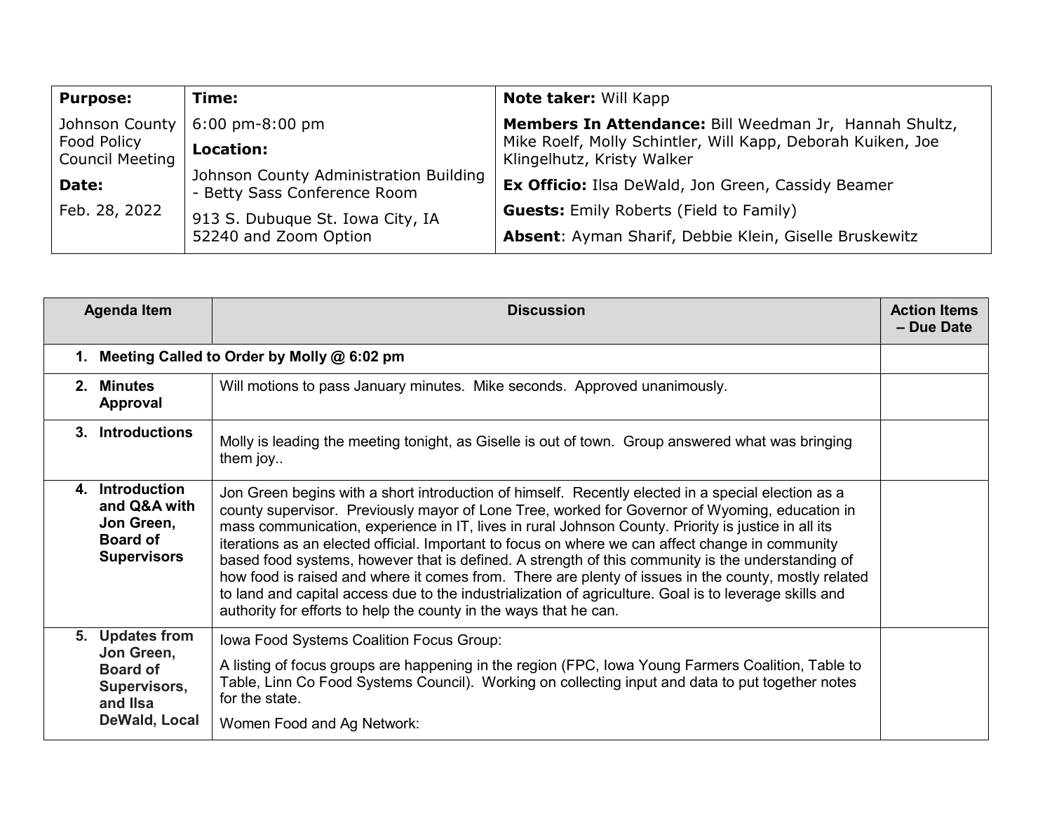| **Purpose:** | **Time:** | **Note taker:** Will Kapp |
|---|---|---|
| Johnson County Food Policy Council Meeting | 6:00 pm-8:00 pm | **Members In Attendance:** Bill Weedman Jr, Hannah Shultz, Mike Roelf, Molly Schintler, Will Kapp, Deborah Kuiken, Joe Klingelhutz, Kristy Walker |
| **Date:** | **Location:** | **Ex Officio:** Ilsa DeWald, Jon Green, Cassidy Beamer |
| Feb. 28, 2022 | Johnson County Administration Building - Betty Sass Conference Room<br>913 S. Dubuque St. Iowa City, IA 52240 and Zoom Option | **Guests:** Emily Roberts (Field to Family)<br>**Absent**: Ayman Sharif, Debbie Klein, Giselle Bruskewitz |

| Agenda Item | Discussion | Action Items – Due Date |
|---|---|---|
| **1. Meeting Called to Order by Molly @ 6:02 pm** | | |
| **2. Minutes Approval** | Will motions to pass January minutes. Mike seconds. Approved unanimously. | |
| **3. Introductions** | Molly is leading the meeting tonight, as Giselle is out of town. Group answered what was bringing them joy.. | |
| **4. Introduction and Q&A with Jon Green, Board of Supervisors** | Jon Green begins with a short introduction of himself. Recently elected in a special election as a county supervisor. Previously mayor of Lone Tree, worked for Governor of Wyoming, education in mass communication, experience in IT, lives in rural Johnson County. Priority is justice in all its iterations as an elected official. Important to focus on where we can affect change in community based food systems, however that is defined. A strength of this community is the understanding of how food is raised and where it comes from. There are plenty of issues in the county, mostly related to land and capital access due to the industrialization of agriculture. Goal is to leverage skills and authority for efforts to help the county in the ways that he can. | |
| **5. Updates from Jon Green, Board of Supervisors, and Ilsa DeWald, Local** | Iowa Food Systems Coalition Focus Group:<br>A listing of focus groups are happening in the region (FPC, Iowa Young Farmers Coalition, Table to Table, Linn Co Food Systems Council). Working on collecting input and data to put together notes for the state.<br>Women Food and Ag Network: | |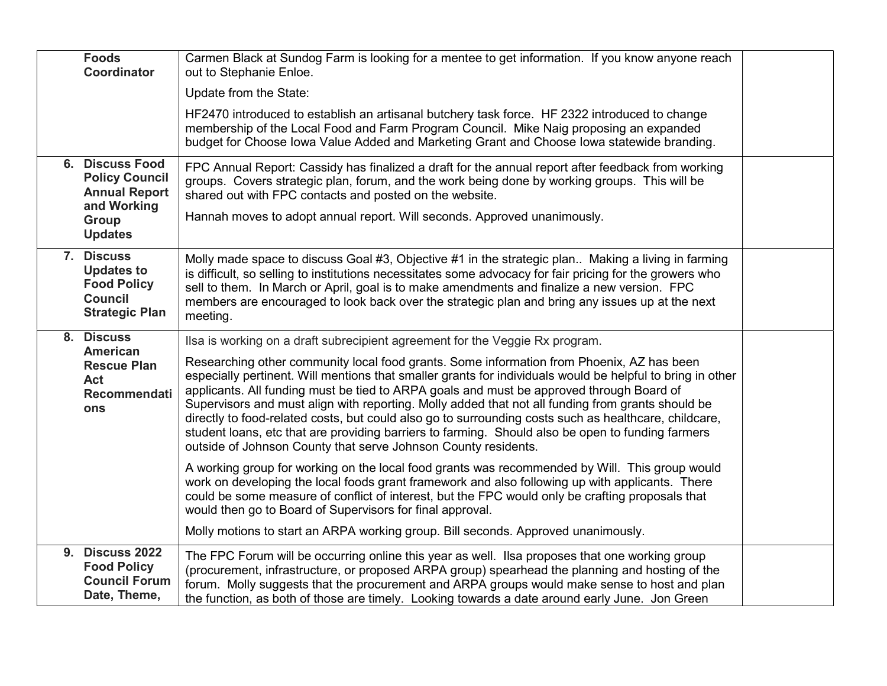| | | |
|---|---|---|
| **Foods Coordinator** | Carmen Black at Sundog Farm is looking for a mentee to get information. If you know anyone reach out to Stephanie Enloe.<br><br>Update from the State:<br><br>HF2470 introduced to establish an artisanal butchery task force. HF 2322 introduced to change membership of the Local Food and Farm Program Council. Mike Naig proposing an expanded budget for Choose Iowa Value Added and Marketing Grant and Choose Iowa statewide branding. | |
| **6. Discuss Food Policy Council Annual Report and Working Group Updates** | FPC Annual Report: Cassidy has finalized a draft for the annual report after feedback from working groups. Covers strategic plan, forum, and the work being done by working groups. This will be shared out with FPC contacts and posted on the website.<br><br>Hannah moves to adopt annual report. Will seconds. Approved unanimously. | |
| **7. Discuss Updates to Food Policy Council Strategic Plan** | Molly made space to discuss Goal #3, Objective #1 in the strategic plan.. Making a living in farming is difficult, so selling to institutions necessitates some advocacy for fair pricing for the growers who sell to them. In March or April, goal is to make amendments and finalize a new version. FPC members are encouraged to look back over the strategic plan and bring any issues up at the next meeting. | |
| **8. Discuss American Rescue Plan Act Recommendations** | Ilsa is working on a draft subrecipient agreement for the Veggie Rx program.<br><br>Researching other community local food grants. Some information from Phoenix, AZ has been especially pertinent. Will mentions that smaller grants for individuals would be helpful to bring in other applicants. All funding must be tied to ARPA goals and must be approved through Board of Supervisors and must align with reporting. Molly added that not all funding from grants should be directly to food-related costs, but could also go to surrounding costs such as healthcare, childcare, student loans, etc that are providing barriers to farming. Should also be open to funding farmers outside of Johnson County that serve Johnson County residents.<br><br>A working group for working on the local food grants was recommended by Will. This group would work on developing the local foods grant framework and also following up with applicants. There could be some measure of conflict of interest, but the FPC would only be crafting proposals that would then go to Board of Supervisors for final approval.<br><br>Molly motions to start an ARPA working group. Bill seconds. Approved unanimously. | |
| **9. Discuss 2022 Food Policy Council Forum Date, Theme,** | The FPC Forum will be occurring online this year as well. Ilsa proposes that one working group (procurement, infrastructure, or proposed ARPA group) spearhead the planning and hosting of the forum. Molly suggests that the procurement and ARPA groups would make sense to host and plan the function, as both of those are timely. Looking towards a date around early June. Jon Green | |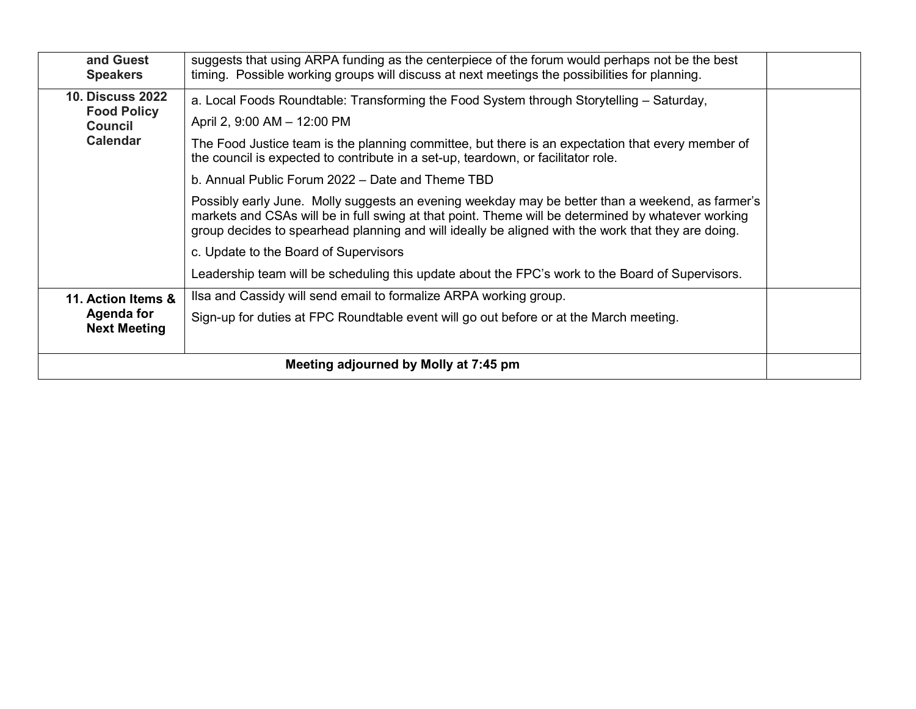| | | |
|---|---|---|
| **and Guest Speakers** | suggests that using ARPA funding as the centerpiece of the forum would perhaps not be the best timing. Possible working groups will discuss at next meetings the possibilities for planning. | |
| **10. Discuss 2022 Food Policy Council Calendar** | a. Local Foods Roundtable: Transforming the Food System through Storytelling – Saturday, April 2, 9:00 AM – 12:00 PM<br><br>The Food Justice team is the planning committee, but there is an expectation that every member of the council is expected to contribute in a set-up, teardown, or facilitator role.<br><br>b. Annual Public Forum 2022 – Date and Theme TBD<br><br>Possibly early June. Molly suggests an evening weekday may be better than a weekend, as farmer's markets and CSAs will be in full swing at that point. Theme will be determined by whatever working group decides to spearhead planning and will ideally be aligned with the work that they are doing.<br><br>c. Update to the Board of Supervisors<br><br>Leadership team will be scheduling this update about the FPC's work to the Board of Supervisors. | |
| **11. Action Items & Agenda for Next Meeting** | Ilsa and Cassidy will send email to formalize ARPA working group.<br><br>Sign-up for duties at FPC Roundtable event will go out before or at the March meeting. | |
| **Meeting adjourned by Molly at 7:45 pm** | | |